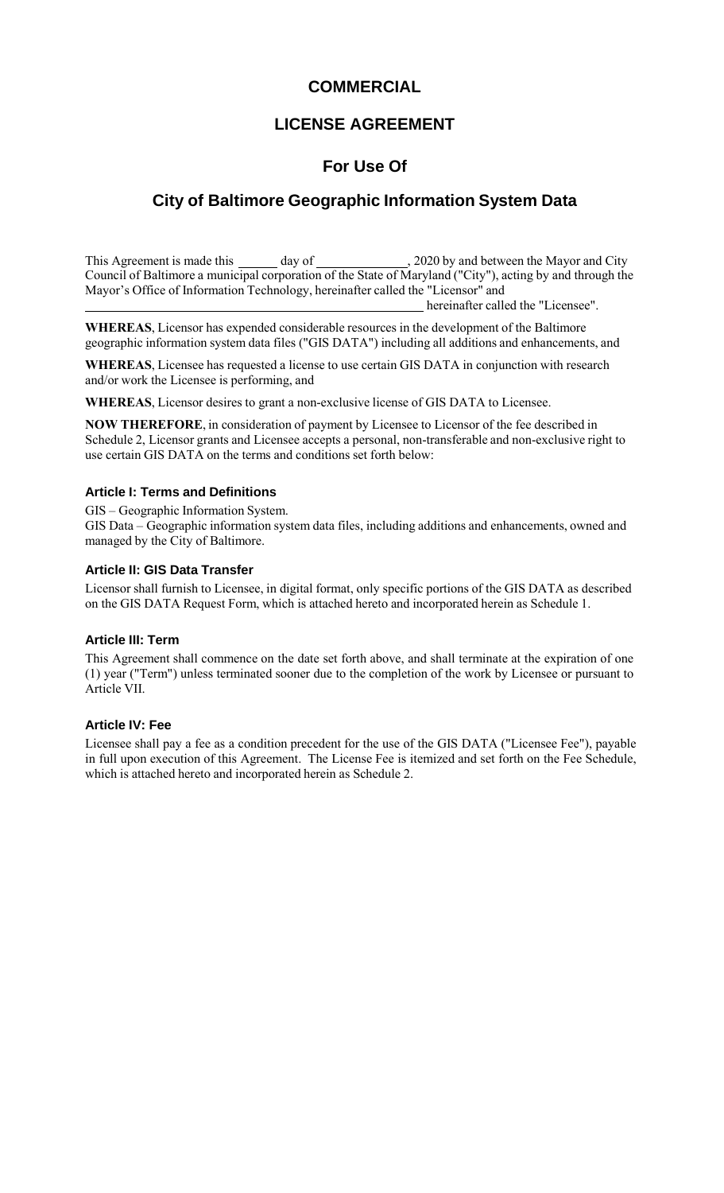# COMMERCIAL

# LICENSE AGREEMENT

## For Use Of

## City of Baltimore Geographic Information System Data

This Agreement is made this ______ day of ______________, 2020 by and between the Mayor and City Council of Baltimore a municipal corporation of the State of Maryland ("City"), acting by and through the Mayor's Office of Information Technology, hereinafter called the "Licensor" and ________________________________________________ hereinafter called the "Licensee".

**WHEREAS**, Licensor has expended considerable resources in the development of the Baltimore geographic information system data files ("GIS DATA") including all additions and enhancements, and

**WHEREAS**, Licensee has requested a license to use certain GIS DATA in conjunction with research and/or work the Licensee is performing, and

**WHEREAS**, Licensor desires to grant a non-exclusive license of GIS DATA to Licensee.

**NOW THEREFORE**, in consideration of payment by Licensee to Licensor of the fee described in Schedule 2, Licensor grants and Licensee accepts a personal, non-transferable and non-exclusive right to use certain GIS DATA on the terms and conditions set forth below:

### Article I: Terms and Definitions

GIS – Geographic Information System.
GIS Data – Geographic information system data files, including additions and enhancements, owned and managed by the City of Baltimore.

### Article II: GIS Data Transfer

Licensor shall furnish to Licensee, in digital format, only specific portions of the GIS DATA as described on the GIS DATA Request Form, which is attached hereto and incorporated herein as Schedule 1.

### Article III: Term

This Agreement shall commence on the date set forth above, and shall terminate at the expiration of one (1) year ("Term") unless terminated sooner due to the completion of the work by Licensee or pursuant to Article VII.

### Article IV: Fee

Licensee shall pay a fee as a condition precedent for the use of the GIS DATA ("Licensee Fee"), payable in full upon execution of this Agreement. The License Fee is itemized and set forth on the Fee Schedule, which is attached hereto and incorporated herein as Schedule 2.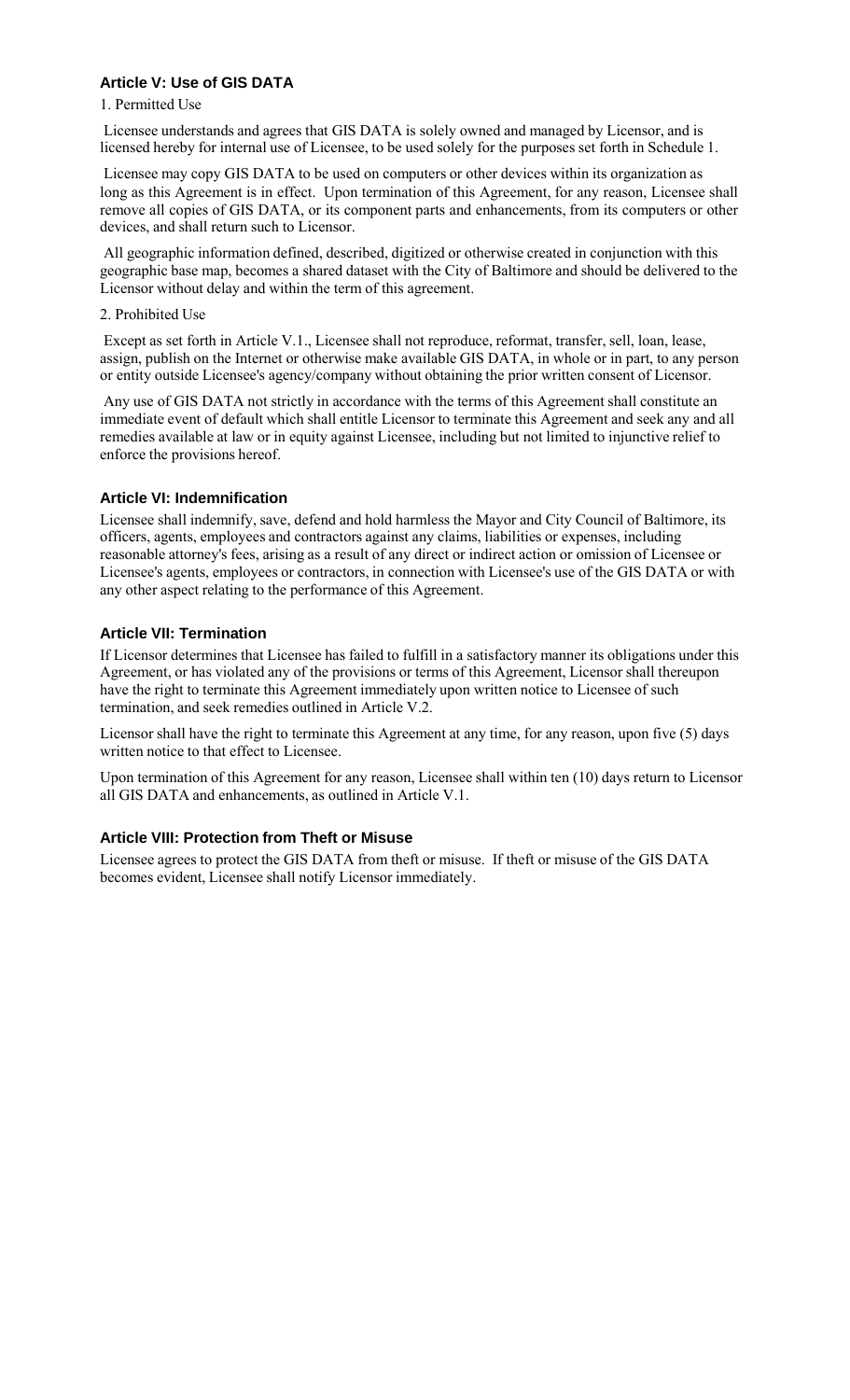### Article V: Use of GIS DATA

1. Permitted Use

Licensee understands and agrees that GIS DATA is solely owned and managed by Licensor, and is licensed hereby for internal use of Licensee, to be used solely for the purposes set forth in Schedule 1.

Licensee may copy GIS DATA to be used on computers or other devices within its organization as long as this Agreement is in effect. Upon termination of this Agreement, for any reason, Licensee shall remove all copies of GIS DATA, or its component parts and enhancements, from its computers or other devices, and shall return such to Licensor.

All geographic information defined, described, digitized or otherwise created in conjunction with this geographic base map, becomes a shared dataset with the City of Baltimore and should be delivered to the Licensor without delay and within the term of this agreement.

2. Prohibited Use

Except as set forth in Article V.1., Licensee shall not reproduce, reformat, transfer, sell, loan, lease, assign, publish on the Internet or otherwise make available GIS DATA, in whole or in part, to any person or entity outside Licensee's agency/company without obtaining the prior written consent of Licensor.

Any use of GIS DATA not strictly in accordance with the terms of this Agreement shall constitute an immediate event of default which shall entitle Licensor to terminate this Agreement and seek any and all remedies available at law or in equity against Licensee, including but not limited to injunctive relief to enforce the provisions hereof.

### Article VI: Indemnification

Licensee shall indemnify, save, defend and hold harmless the Mayor and City Council of Baltimore, its officers, agents, employees and contractors against any claims, liabilities or expenses, including reasonable attorney's fees, arising as a result of any direct or indirect action or omission of Licensee or Licensee's agents, employees or contractors, in connection with Licensee's use of the GIS DATA or with any other aspect relating to the performance of this Agreement.

### Article VII: Termination

If Licensor determines that Licensee has failed to fulfill in a satisfactory manner its obligations under this Agreement, or has violated any of the provisions or terms of this Agreement, Licensor shall thereupon have the right to terminate this Agreement immediately upon written notice to Licensee of such termination, and seek remedies outlined in Article V.2.

Licensor shall have the right to terminate this Agreement at any time, for any reason, upon five (5) days written notice to that effect to Licensee.

Upon termination of this Agreement for any reason, Licensee shall within ten (10) days return to Licensor all GIS DATA and enhancements, as outlined in Article V.1.

### Article VIII: Protection from Theft or Misuse

Licensee agrees to protect the GIS DATA from theft or misuse. If theft or misuse of the GIS DATA becomes evident, Licensee shall notify Licensor immediately.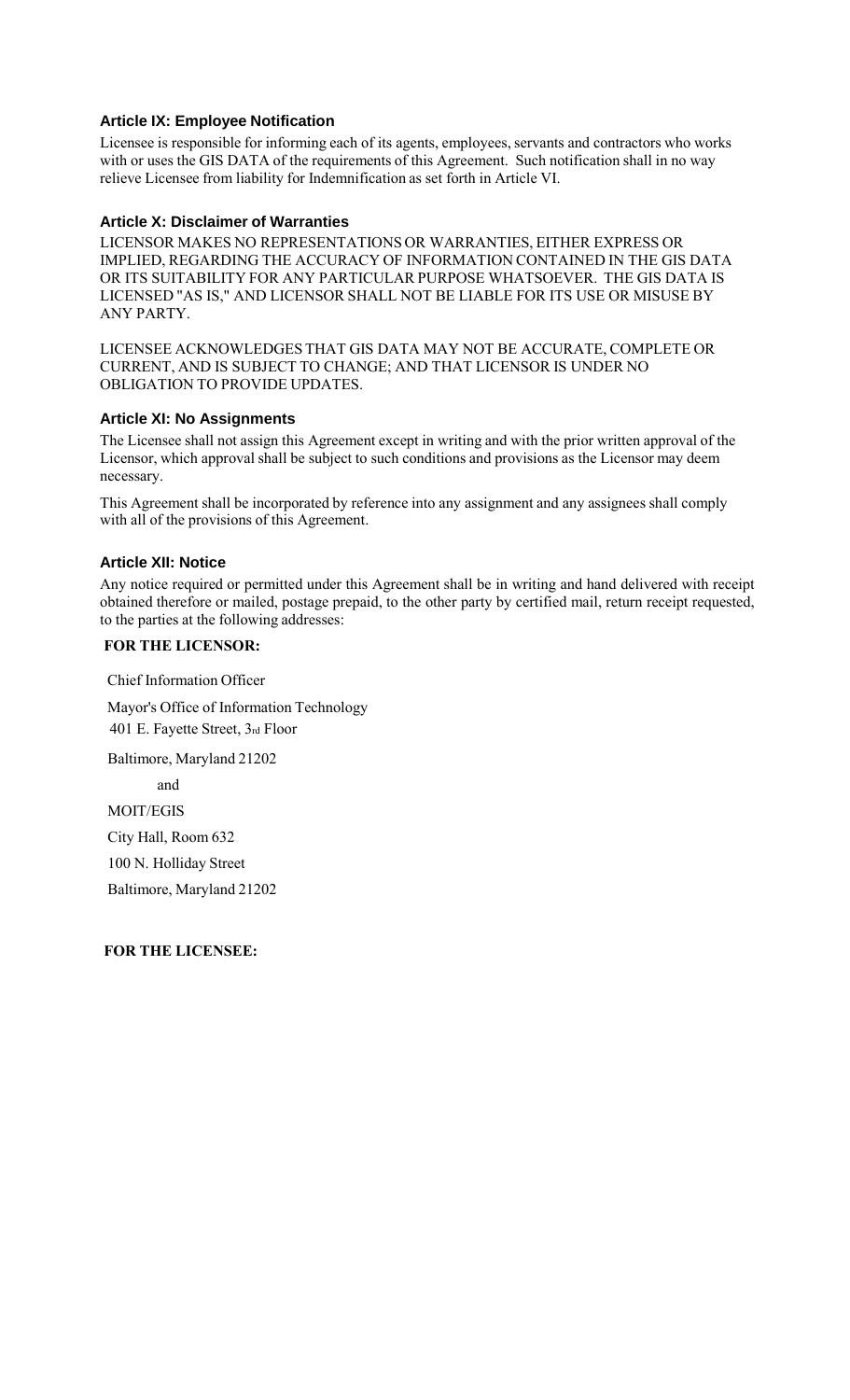### Article IX: Employee Notification

Licensee is responsible for informing each of its agents, employees, servants and contractors who works with or uses the GIS DATA of the requirements of this Agreement. Such notification shall in no way relieve Licensee from liability for Indemnification as set forth in Article VI.

### Article X: Disclaimer of Warranties

LICENSOR MAKES NO REPRESENTATIONS OR WARRANTIES, EITHER EXPRESS OR IMPLIED, REGARDING THE ACCURACY OF INFORMATION CONTAINED IN THE GIS DATA OR ITS SUITABILITY FOR ANY PARTICULAR PURPOSE WHATSOEVER. THE GIS DATA IS LICENSED "AS IS," AND LICENSOR SHALL NOT BE LIABLE FOR ITS USE OR MISUSE BY ANY PARTY.

LICENSEE ACKNOWLEDGES THAT GIS DATA MAY NOT BE ACCURATE, COMPLETE OR CURRENT, AND IS SUBJECT TO CHANGE; AND THAT LICENSOR IS UNDER NO OBLIGATION TO PROVIDE UPDATES.

### Article XI: No Assignments

The Licensee shall not assign this Agreement except in writing and with the prior written approval of the Licensor, which approval shall be subject to such conditions and provisions as the Licensor may deem necessary.

This Agreement shall be incorporated by reference into any assignment and any assignees shall comply with all of the provisions of this Agreement.

### Article XII: Notice

Any notice required or permitted under this Agreement shall be in writing and hand delivered with receipt obtained therefore or mailed, postage prepaid, to the other party by certified mail, return receipt requested, to the parties at the following addresses:

**FOR THE LICENSOR:**

Chief Information Officer

Mayor's Office of Information Technology

401 E. Fayette Street, 3rd Floor

Baltimore, Maryland 21202

and

MOIT/EGIS

City Hall, Room 632

100 N. Holliday Street

Baltimore, Maryland 21202

**FOR THE LICENSEE:**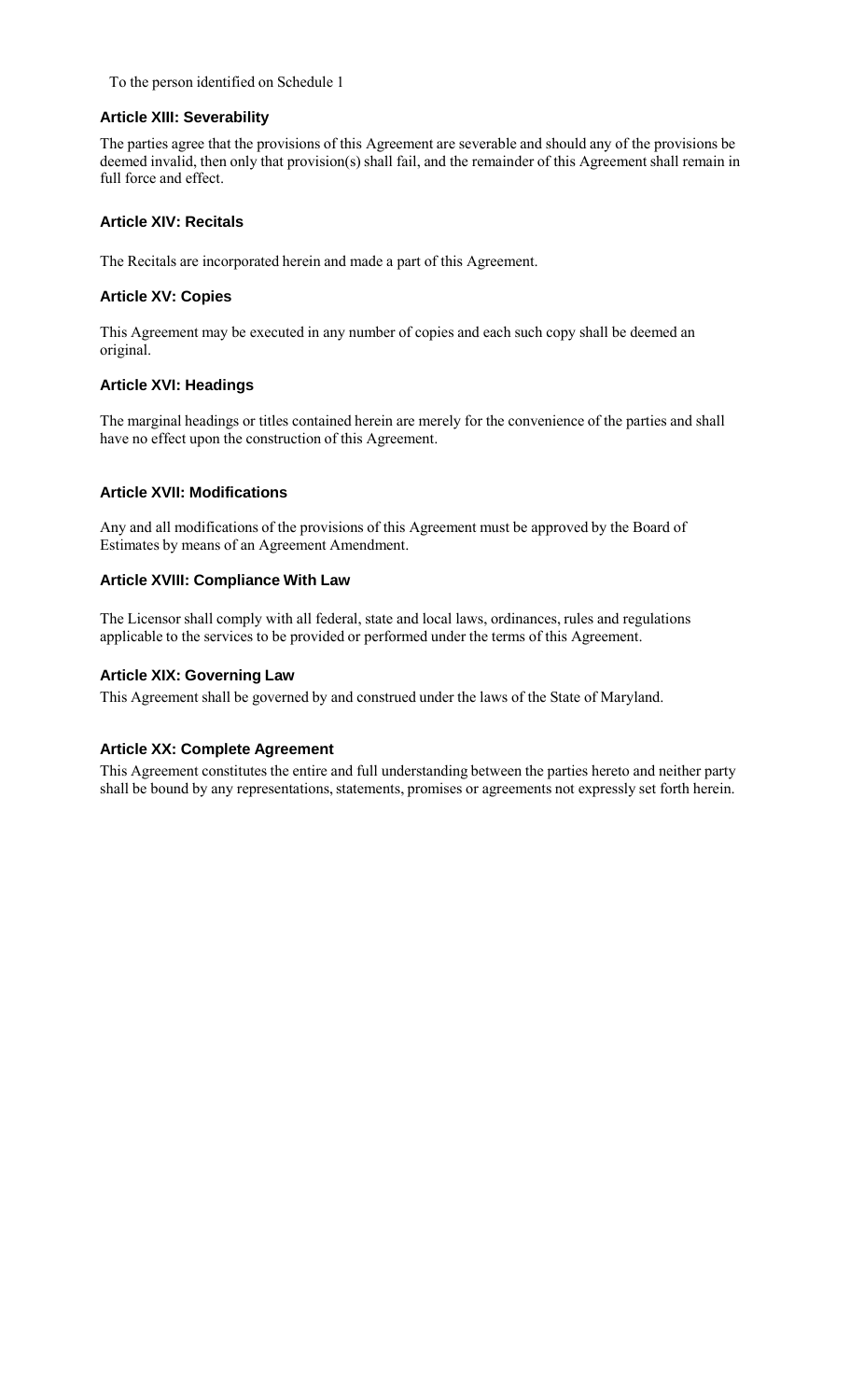To the person identified on Schedule 1

### Article XIII: Severability

The parties agree that the provisions of this Agreement are severable and should any of the provisions be deemed invalid, then only that provision(s) shall fail, and the remainder of this Agreement shall remain in full force and effect.

### Article XIV: Recitals

The Recitals are incorporated herein and made a part of this Agreement.

### Article XV: Copies

This Agreement may be executed in any number of copies and each such copy shall be deemed an original.

### Article XVI: Headings

The marginal headings or titles contained herein are merely for the convenience of the parties and shall have no effect upon the construction of this Agreement.

### Article XVII: Modifications

Any and all modifications of the provisions of this Agreement must be approved by the Board of Estimates by means of an Agreement Amendment.

### Article XVIII: Compliance With Law

The Licensor shall comply with all federal, state and local laws, ordinances, rules and regulations applicable to the services to be provided or performed under the terms of this Agreement.

### Article XIX: Governing Law

This Agreement shall be governed by and construed under the laws of the State of Maryland.

### Article XX: Complete Agreement

This Agreement constitutes the entire and full understanding between the parties hereto and neither party shall be bound by any representations, statements, promises or agreements not expressly set forth herein.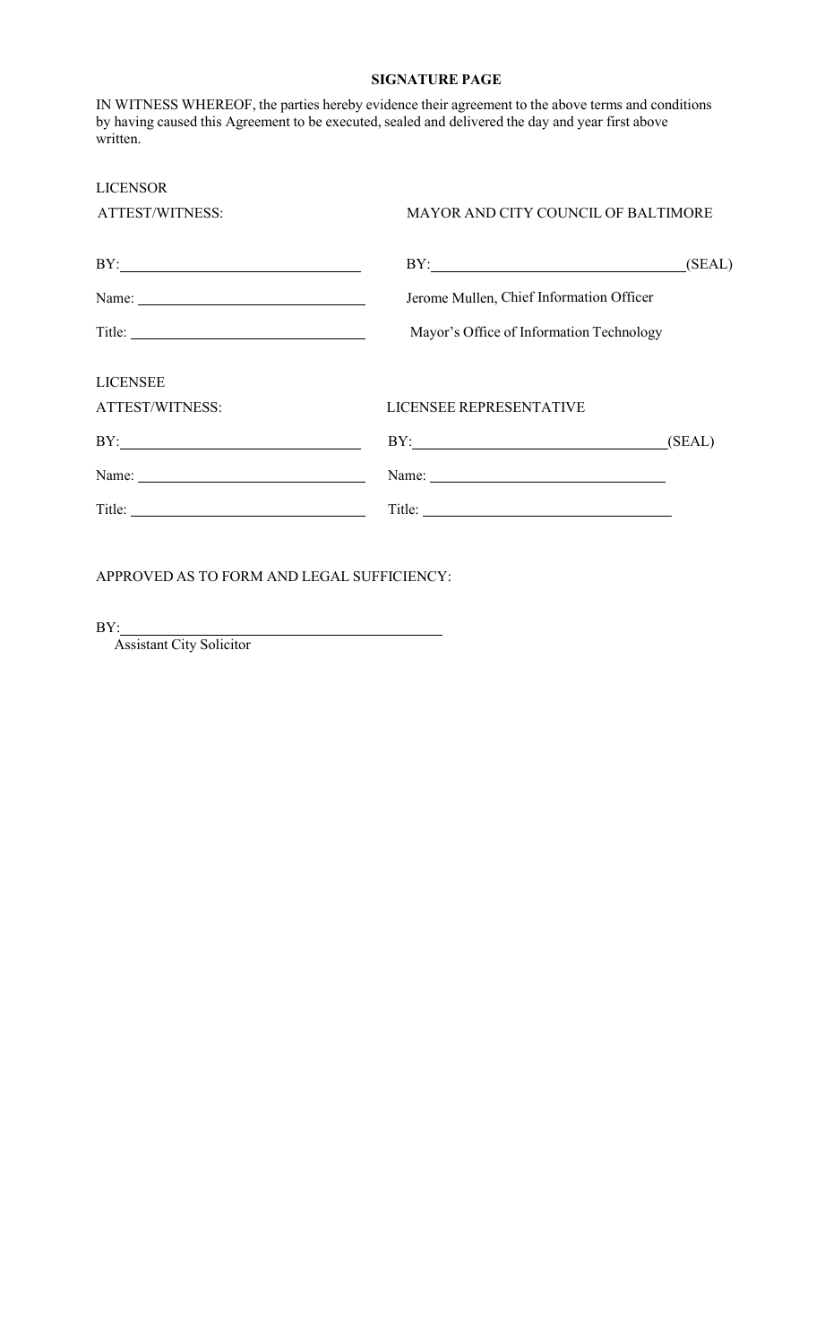**SIGNATURE PAGE**

IN WITNESS WHEREOF, the parties hereby evidence their agreement to the above terms and conditions by having caused this Agreement to be executed, sealed and delivered the day and year first above written.

LICENSOR

| ATTEST/WITNESS: | MAYOR AND CITY COUNCIL OF BALTIMORE |
|---|---|
| BY:\_\_\_\_\_\_\_\_\_\_\_\_\_\_\_\_\_\_\_\_\_\_\_\_\_\_\_\_\_\_ | BY:\_\_\_\_\_\_\_\_\_\_\_\_\_\_\_\_\_\_\_\_\_\_\_\_\_\_\_\_\_\_ (SEAL) |
| Name: \_\_\_\_\_\_\_\_\_\_\_\_\_\_\_\_\_\_\_\_\_\_\_\_\_\_\_\_ | Jerome Mullen, Chief Information Officer |
| Title: \_\_\_\_\_\_\_\_\_\_\_\_\_\_\_\_\_\_\_\_\_\_\_\_\_\_\_\_ | Mayor's Office of Information Technology |

LICENSEE

| ATTEST/WITNESS: | LICENSEE REPRESENTATIVE |
|---|---|
| BY:\_\_\_\_\_\_\_\_\_\_\_\_\_\_\_\_\_\_\_\_\_\_\_\_\_\_\_\_\_\_ | BY:\_\_\_\_\_\_\_\_\_\_\_\_\_\_\_\_\_\_\_\_\_\_\_\_\_\_\_\_\_\_ (SEAL) |
| Name: \_\_\_\_\_\_\_\_\_\_\_\_\_\_\_\_\_\_\_\_\_\_\_\_\_\_\_\_ | Name: \_\_\_\_\_\_\_\_\_\_\_\_\_\_\_\_\_\_\_\_\_\_\_\_\_\_\_\_ |
| Title: \_\_\_\_\_\_\_\_\_\_\_\_\_\_\_\_\_\_\_\_\_\_\_\_\_\_\_\_ | Title: \_\_\_\_\_\_\_\_\_\_\_\_\_\_\_\_\_\_\_\_\_\_\_\_\_\_\_\_ |

APPROVED AS TO FORM AND LEGAL SUFFICIENCY:

BY:\_\_\_\_\_\_\_\_\_\_\_\_\_\_\_\_\_\_\_\_\_\_\_\_\_\_\_\_\_\_\_\_\_\_\_\_\_\_\_\_
Assistant City Solicitor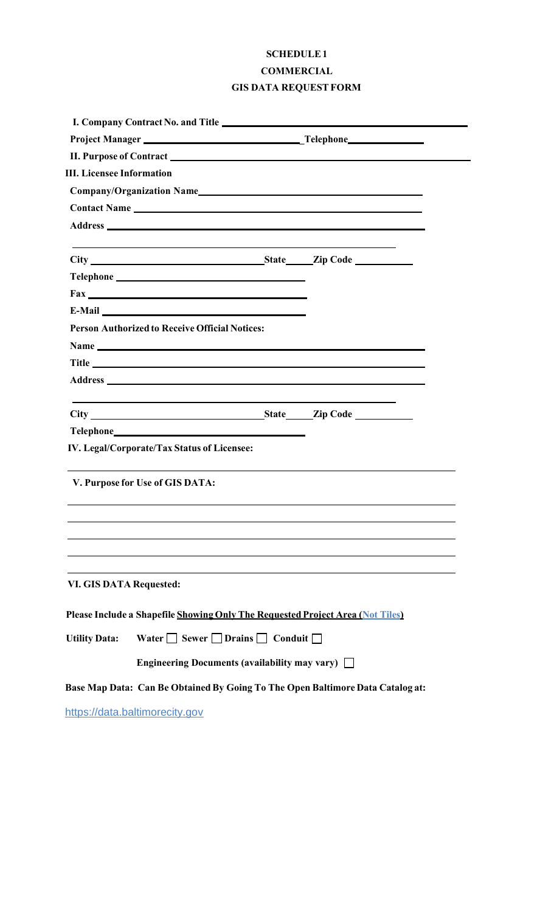# SCHEDULE 1

## COMMERCIAL

## GIS DATA REQUEST FORM

**I. Company Contract No. and Title** ______________________________

**Project Manager** ______________________ **Telephone** ______________

**II. Purpose of Contract** ______________________________

**III. Licensee Information**

**Company/Organization Name** ______________________________

**Contact Name** ______________________________

**Address** ______________________________

______________________________

**City** ______________________ **State** _____ **Zip Code** __________

**Telephone** ______________________________

**Fax** ______________________________

**E-Mail** ______________________________

**Person Authorized to Receive Official Notices:**

**Name** ______________________________

**Title** ______________________________

**Address** ______________________________

______________________________

**City** ______________________ **State** _____ **Zip Code** __________

**Telephone** ______________________________

**IV. Legal/Corporate/Tax Status of Licensee:**

______________________________

**V. Purpose for Use of GIS DATA:**

______________________________

______________________________

______________________________

______________________________

______________________________

**VI. GIS DATA Requested:**

**Please Include a Shapefile <u>Showing Only The Requested Project Area</u> (<u>Not Tiles</u>)**

**Utility Data:** **Water** ☐ **Sewer** ☐ **Drains** ☐ **Conduit** ☐

**Engineering Documents (availability may vary)** ☐

**Base Map Data: Can Be Obtained By Going To The Open Baltimore Data Catalog at:**

https://data.baltimorecity.gov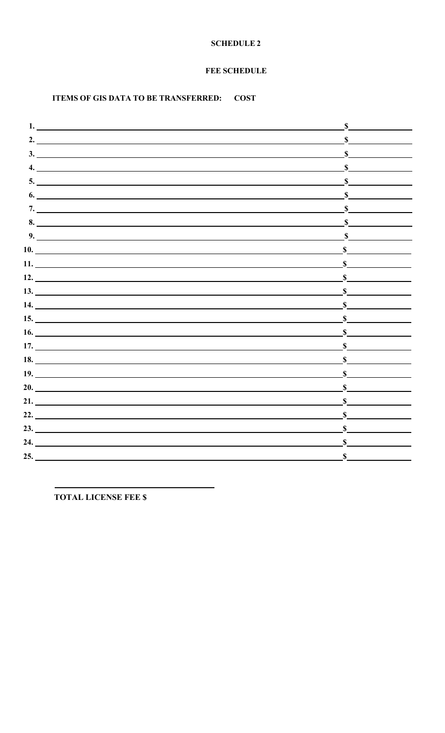**SCHEDULE 2**

**FEE SCHEDULE**

**ITEMS OF GIS DATA TO BE TRANSFERRED: COST**

| | |
|---|---|
| **1.** ______________________________ | **$**__________ |
| **2.** ______________________________ | **$**__________ |
| **3.** ______________________________ | **$**__________ |
| **4.** ______________________________ | **$**__________ |
| **5.** ______________________________ | **$**__________ |
| **6.** ______________________________ | **$**__________ |
| **7.** ______________________________ | **$**__________ |
| **8.** ______________________________ | **$**__________ |
| **9.** ______________________________ | **$**__________ |
| **10.** ______________________________ | **$**__________ |
| **11.** ______________________________ | **$**__________ |
| **12.** ______________________________ | **$**__________ |
| **13.** ______________________________ | **$**__________ |
| **14.** ______________________________ | **$**__________ |
| **15.** ______________________________ | **$**__________ |
| **16.** ______________________________ | **$**__________ |
| **17.** ______________________________ | **$**__________ |
| **18.** ______________________________ | **$**__________ |
| **19.** ______________________________ | **$**__________ |
| **20.** ______________________________ | **$**__________ |
| **21.** ______________________________ | **$**__________ |
| **22.** ______________________________ | **$**__________ |
| **23.** ______________________________ | **$**__________ |
| **24.** ______________________________ | **$**__________ |
| **25.** ______________________________ | **$**__________ |

______________________________

**TOTAL LICENSE FEE $**